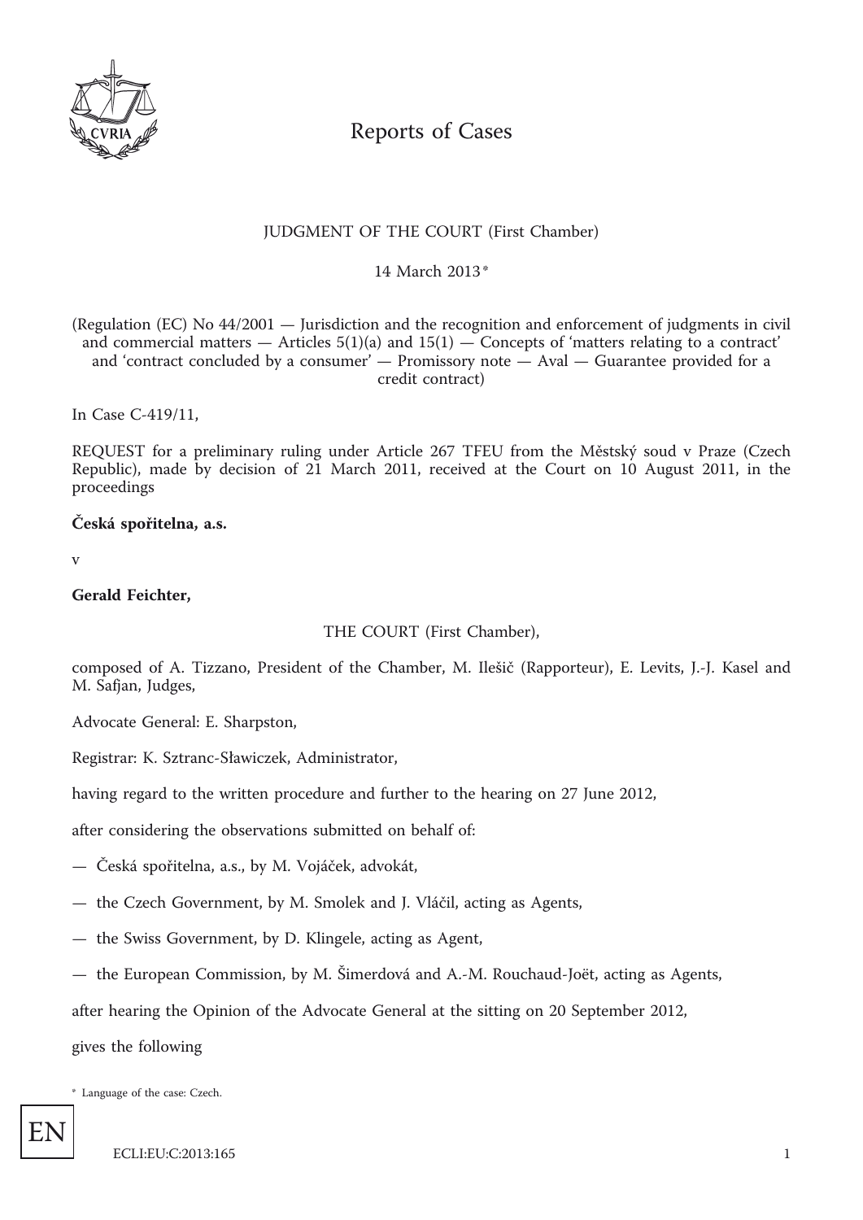# Reports of Cases

JUDGMENT OF THE COURT (First Chamber)

14 March 2013*

(Regulation (EC) No 44/2001 — Jurisdiction and the recognition and enforcement of judgments in civil and commercial matters — Articles 5(1)(a) and 15(1) — Concepts of 'matters relating to a contract' and 'contract concluded by a consumer' — Promissory note — Aval — Guarantee provided for a credit contract)

In Case C-419/11,

REQUEST for a preliminary ruling under Article 267 TFEU from the Městský soud v Praze (Czech Republic), made by decision of 21 March 2011, received at the Court on 10 August 2011, in the proceedings

**Česká spořitelna, a.s.**

v

**Gerald Feichter,**

THE COURT (First Chamber),

composed of A. Tizzano, President of the Chamber, M. Ilešič (Rapporteur), E. Levits, J.-J. Kasel and M. Safjan, Judges,

Advocate General: E. Sharpston,

Registrar: K. Sztranc-Sławiczek, Administrator,

having regard to the written procedure and further to the hearing on 27 June 2012,

after considering the observations submitted on behalf of:

— Česká spořitelna, a.s., by M. Vojáček, advokát,

— the Czech Government, by M. Smolek and J. Vláčil, acting as Agents,

— the Swiss Government, by D. Klingele, acting as Agent,

— the European Commission, by M. Šimerdová and A.-M. Rouchaud-Joët, acting as Agents,

after hearing the Opinion of the Advocate General at the sitting on 20 September 2012,

gives the following

\* Language of the case: Czech.

ECLI:EU:C:2013:165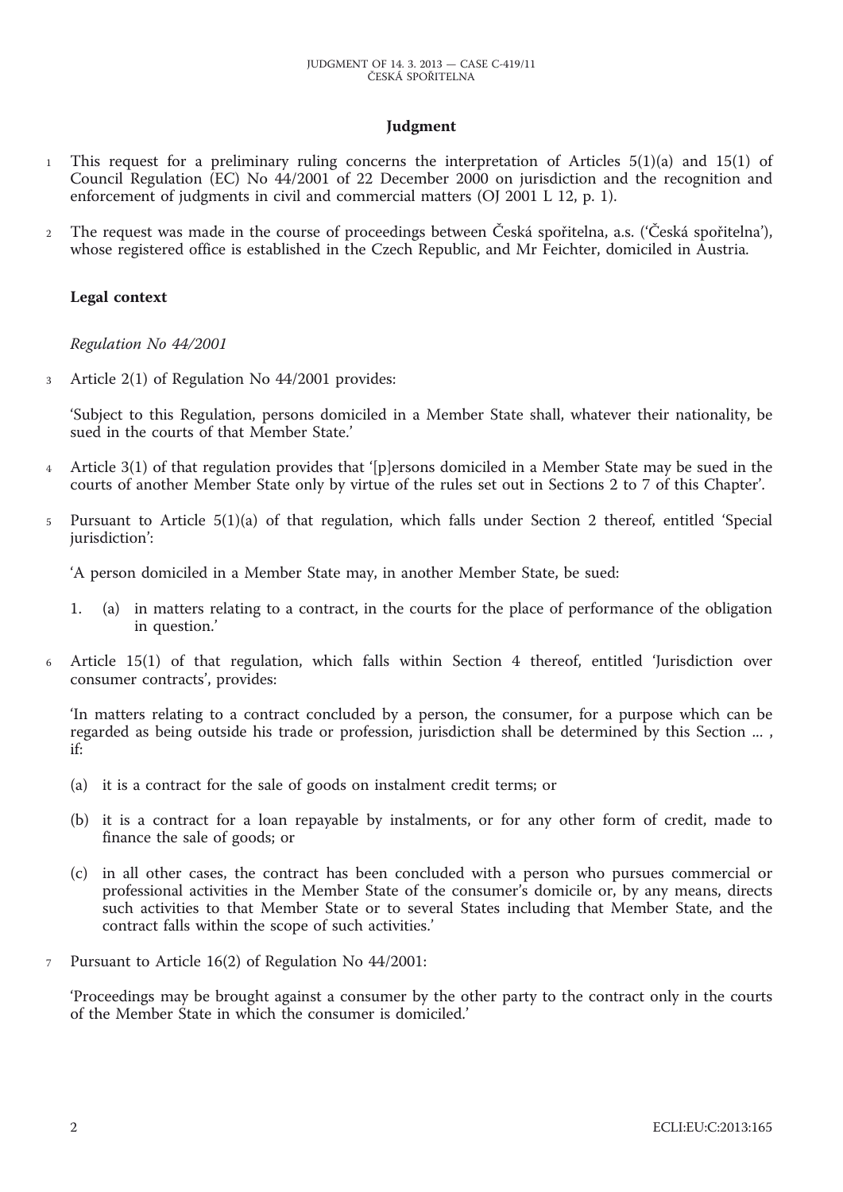## Judgment

1 This request for a preliminary ruling concerns the interpretation of Articles 5(1)(a) and 15(1) of Council Regulation (EC) No 44/2001 of 22 December 2000 on jurisdiction and the recognition and enforcement of judgments in civil and commercial matters (OJ 2001 L 12, p. 1).

2 The request was made in the course of proceedings between Česká spořitelna, a.s. ('Česká spořitelna'), whose registered office is established in the Czech Republic, and Mr Feichter, domiciled in Austria.

### Legal context

*Regulation No 44/2001*

3 Article 2(1) of Regulation No 44/2001 provides:

'Subject to this Regulation, persons domiciled in a Member State shall, whatever their nationality, be sued in the courts of that Member State.'

4 Article 3(1) of that regulation provides that '[p]ersons domiciled in a Member State may be sued in the courts of another Member State only by virtue of the rules set out in Sections 2 to 7 of this Chapter'.

5 Pursuant to Article 5(1)(a) of that regulation, which falls under Section 2 thereof, entitled 'Special jurisdiction':

'A person domiciled in a Member State may, in another Member State, be sued:

1. (a) in matters relating to a contract, in the courts for the place of performance of the obligation in question.'

6 Article 15(1) of that regulation, which falls within Section 4 thereof, entitled 'Jurisdiction over consumer contracts', provides:

'In matters relating to a contract concluded by a person, the consumer, for a purpose which can be regarded as being outside his trade or profession, jurisdiction shall be determined by this Section ... , if:

(a) it is a contract for the sale of goods on instalment credit terms; or

(b) it is a contract for a loan repayable by instalments, or for any other form of credit, made to finance the sale of goods; or

(c) in all other cases, the contract has been concluded with a person who pursues commercial or professional activities in the Member State of the consumer's domicile or, by any means, directs such activities to that Member State or to several States including that Member State, and the contract falls within the scope of such activities.'

7 Pursuant to Article 16(2) of Regulation No 44/2001:

'Proceedings may be brought against a consumer by the other party to the contract only in the courts of the Member State in which the consumer is domiciled.'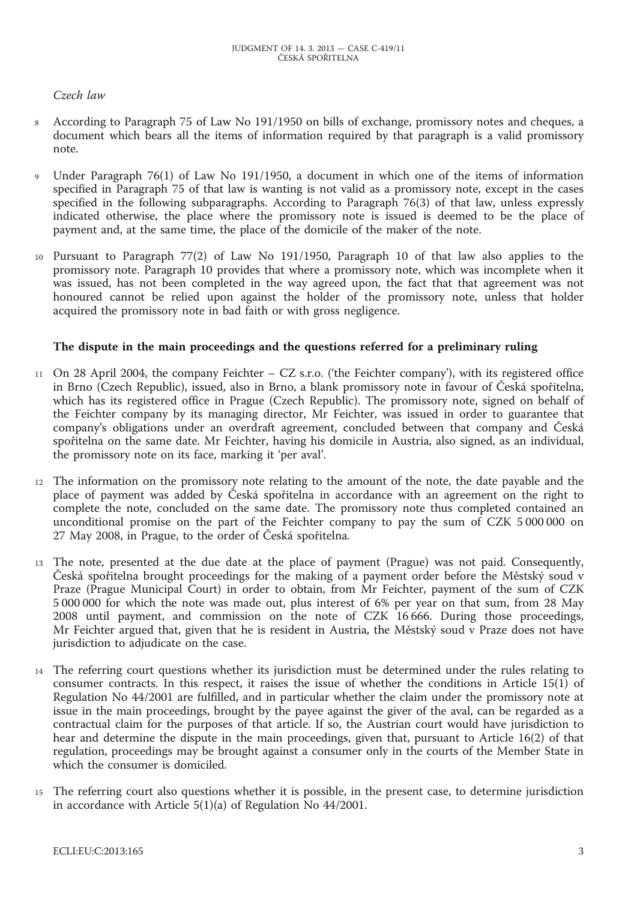*Czech law*

8 According to Paragraph 75 of Law No 191/1950 on bills of exchange, promissory notes and cheques, a document which bears all the items of information required by that paragraph is a valid promissory note.

9 Under Paragraph 76(1) of Law No 191/1950, a document in which one of the items of information specified in Paragraph 75 of that law is wanting is not valid as a promissory note, except in the cases specified in the following subparagraphs. According to Paragraph 76(3) of that law, unless expressly indicated otherwise, the place where the promissory note is issued is deemed to be the place of payment and, at the same time, the place of the domicile of the maker of the note.

10 Pursuant to Paragraph 77(2) of Law No 191/1950, Paragraph 10 of that law also applies to the promissory note. Paragraph 10 provides that where a promissory note, which was incomplete when it was issued, has not been completed in the way agreed upon, the fact that that agreement was not honoured cannot be relied upon against the holder of the promissory note, unless that holder acquired the promissory note in bad faith or with gross negligence.

## The dispute in the main proceedings and the questions referred for a preliminary ruling

11 On 28 April 2004, the company Feichter – CZ s.r.o. ('the Feichter company'), with its registered office in Brno (Czech Republic), issued, also in Brno, a blank promissory note in favour of Česká spořitelna, which has its registered office in Prague (Czech Republic). The promissory note, signed on behalf of the Feichter company by its managing director, Mr Feichter, was issued in order to guarantee that company's obligations under an overdraft agreement, concluded between that company and Česká spořitelna on the same date. Mr Feichter, having his domicile in Austria, also signed, as an individual, the promissory note on its face, marking it 'per aval'.

12 The information on the promissory note relating to the amount of the note, the date payable and the place of payment was added by Česká spořitelna in accordance with an agreement on the right to complete the note, concluded on the same date. The promissory note thus completed contained an unconditional promise on the part of the Feichter company to pay the sum of CZK 5 000 000 on 27 May 2008, in Prague, to the order of Česká spořitelna.

13 The note, presented at the due date at the place of payment (Prague) was not paid. Consequently, Česká spořitelna brought proceedings for the making of a payment order before the Městský soud v Praze (Prague Municipal Court) in order to obtain, from Mr Feichter, payment of the sum of CZK 5 000 000 for which the note was made out, plus interest of 6% per year on that sum, from 28 May 2008 until payment, and commission on the note of CZK 16 666. During those proceedings, Mr Feichter argued that, given that he is resident in Austria, the Městský soud v Praze does not have jurisdiction to adjudicate on the case.

14 The referring court questions whether its jurisdiction must be determined under the rules relating to consumer contracts. In this respect, it raises the issue of whether the conditions in Article 15(1) of Regulation No 44/2001 are fulfilled, and in particular whether the claim under the promissory note at issue in the main proceedings, brought by the payee against the giver of the aval, can be regarded as a contractual claim for the purposes of that article. If so, the Austrian court would have jurisdiction to hear and determine the dispute in the main proceedings, given that, pursuant to Article 16(2) of that regulation, proceedings may be brought against a consumer only in the courts of the Member State in which the consumer is domiciled.

15 The referring court also questions whether it is possible, in the present case, to determine jurisdiction in accordance with Article 5(1)(a) of Regulation No 44/2001.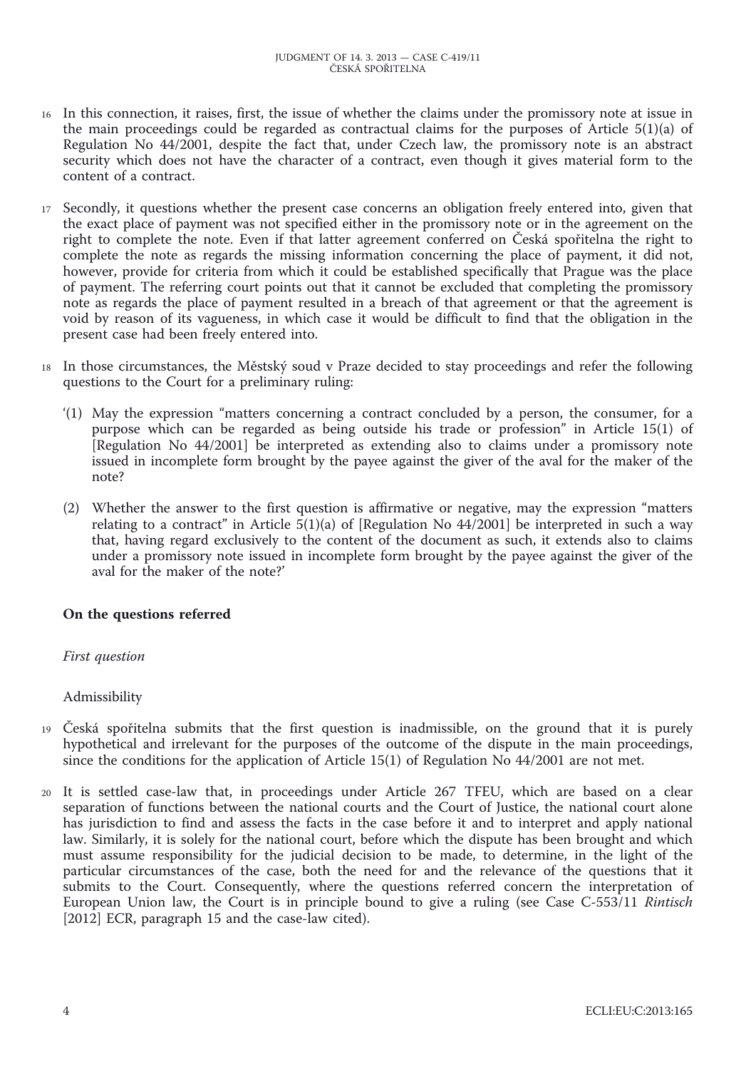16 In this connection, it raises, first, the issue of whether the claims under the promissory note at issue in the main proceedings could be regarded as contractual claims for the purposes of Article 5(1)(a) of Regulation No 44/2001, despite the fact that, under Czech law, the promissory note is an abstract security which does not have the character of a contract, even though it gives material form to the content of a contract.

17 Secondly, it questions whether the present case concerns an obligation freely entered into, given that the exact place of payment was not specified either in the promissory note or in the agreement on the right to complete the note. Even if that latter agreement conferred on Česká spořitelna the right to complete the note as regards the missing information concerning the place of payment, it did not, however, provide for criteria from which it could be established specifically that Prague was the place of payment. The referring court points out that it cannot be excluded that completing the promissory note as regards the place of payment resulted in a breach of that agreement or that the agreement is void by reason of its vagueness, in which case it would be difficult to find that the obligation in the present case had been freely entered into.

18 In those circumstances, the Městský soud v Praze decided to stay proceedings and refer the following questions to the Court for a preliminary ruling:

'(1) May the expression "matters concerning a contract concluded by a person, the consumer, for a purpose which can be regarded as being outside his trade or profession" in Article 15(1) of [Regulation No 44/2001] be interpreted as extending also to claims under a promissory note issued in incomplete form brought by the payee against the giver of the aval for the maker of the note?

(2) Whether the answer to the first question is affirmative or negative, may the expression "matters relating to a contract" in Article 5(1)(a) of [Regulation No 44/2001] be interpreted in such a way that, having regard exclusively to the content of the document as such, it extends also to claims under a promissory note issued in incomplete form brought by the payee against the giver of the aval for the maker of the note?'

**On the questions referred**

*First question*

Admissibility

19 Česká spořitelna submits that the first question is inadmissible, on the ground that it is purely hypothetical and irrelevant for the purposes of the outcome of the dispute in the main proceedings, since the conditions for the application of Article 15(1) of Regulation No 44/2001 are not met.

20 It is settled case-law that, in proceedings under Article 267 TFEU, which are based on a clear separation of functions between the national courts and the Court of Justice, the national court alone has jurisdiction to find and assess the facts in the case before it and to interpret and apply national law. Similarly, it is solely for the national court, before which the dispute has been brought and which must assume responsibility for the judicial decision to be made, to determine, in the light of the particular circumstances of the case, both the need for and the relevance of the questions that it submits to the Court. Consequently, where the questions referred concern the interpretation of European Union law, the Court is in principle bound to give a ruling (see Case C-553/11 *Rintisch* [2012] ECR, paragraph 15 and the case-law cited).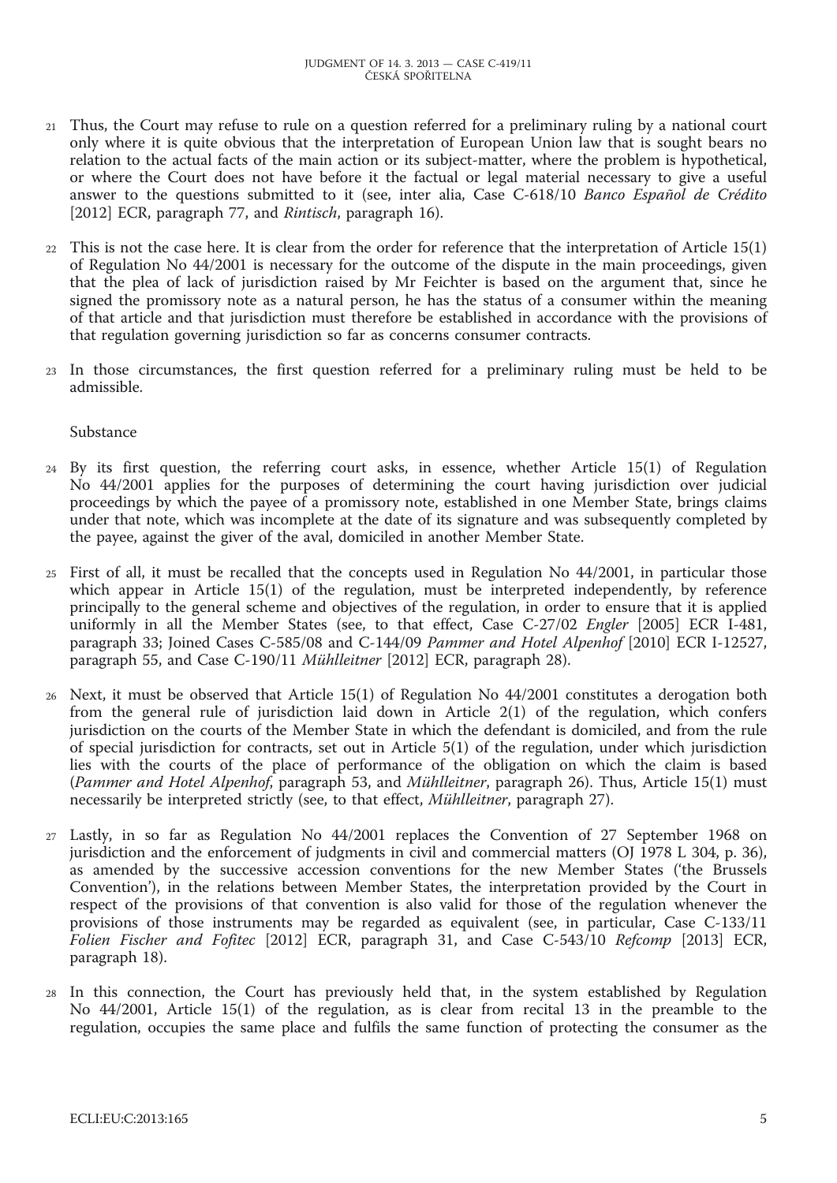21 Thus, the Court may refuse to rule on a question referred for a preliminary ruling by a national court only where it is quite obvious that the interpretation of European Union law that is sought bears no relation to the actual facts of the main action or its subject-matter, where the problem is hypothetical, or where the Court does not have before it the factual or legal material necessary to give a useful answer to the questions submitted to it (see, inter alia, Case C-618/10 *Banco Español de Crédito* [2012] ECR, paragraph 77, and *Rintisch*, paragraph 16).

22 This is not the case here. It is clear from the order for reference that the interpretation of Article 15(1) of Regulation No 44/2001 is necessary for the outcome of the dispute in the main proceedings, given that the plea of lack of jurisdiction raised by Mr Feichter is based on the argument that, since he signed the promissory note as a natural person, he has the status of a consumer within the meaning of that article and that jurisdiction must therefore be established in accordance with the provisions of that regulation governing jurisdiction so far as concerns consumer contracts.

23 In those circumstances, the first question referred for a preliminary ruling must be held to be admissible.

Substance

24 By its first question, the referring court asks, in essence, whether Article 15(1) of Regulation No 44/2001 applies for the purposes of determining the court having jurisdiction over judicial proceedings by which the payee of a promissory note, established in one Member State, brings claims under that note, which was incomplete at the date of its signature and was subsequently completed by the payee, against the giver of the aval, domiciled in another Member State.

25 First of all, it must be recalled that the concepts used in Regulation No 44/2001, in particular those which appear in Article 15(1) of the regulation, must be interpreted independently, by reference principally to the general scheme and objectives of the regulation, in order to ensure that it is applied uniformly in all the Member States (see, to that effect, Case C-27/02 *Engler* [2005] ECR I-481, paragraph 33; Joined Cases C-585/08 and C-144/09 *Pammer and Hotel Alpenhof* [2010] ECR I-12527, paragraph 55, and Case C-190/11 *Mühlleitner* [2012] ECR, paragraph 28).

26 Next, it must be observed that Article 15(1) of Regulation No 44/2001 constitutes a derogation both from the general rule of jurisdiction laid down in Article 2(1) of the regulation, which confers jurisdiction on the courts of the Member State in which the defendant is domiciled, and from the rule of special jurisdiction for contracts, set out in Article 5(1) of the regulation, under which jurisdiction lies with the courts of the place of performance of the obligation on which the claim is based (*Pammer and Hotel Alpenhof*, paragraph 53, and *Mühlleitner*, paragraph 26). Thus, Article 15(1) must necessarily be interpreted strictly (see, to that effect, *Mühlleitner*, paragraph 27).

27 Lastly, in so far as Regulation No 44/2001 replaces the Convention of 27 September 1968 on jurisdiction and the enforcement of judgments in civil and commercial matters (OJ 1978 L 304, p. 36), as amended by the successive accession conventions for the new Member States ('the Brussels Convention'), in the relations between Member States, the interpretation provided by the Court in respect of the provisions of that convention is also valid for those of the regulation whenever the provisions of those instruments may be regarded as equivalent (see, in particular, Case C-133/11 *Folien Fischer and Fofitec* [2012] ECR, paragraph 31, and Case C-543/10 *Refcomp* [2013] ECR, paragraph 18).

28 In this connection, the Court has previously held that, in the system established by Regulation No 44/2001, Article 15(1) of the regulation, as is clear from recital 13 in the preamble to the regulation, occupies the same place and fulfils the same function of protecting the consumer as the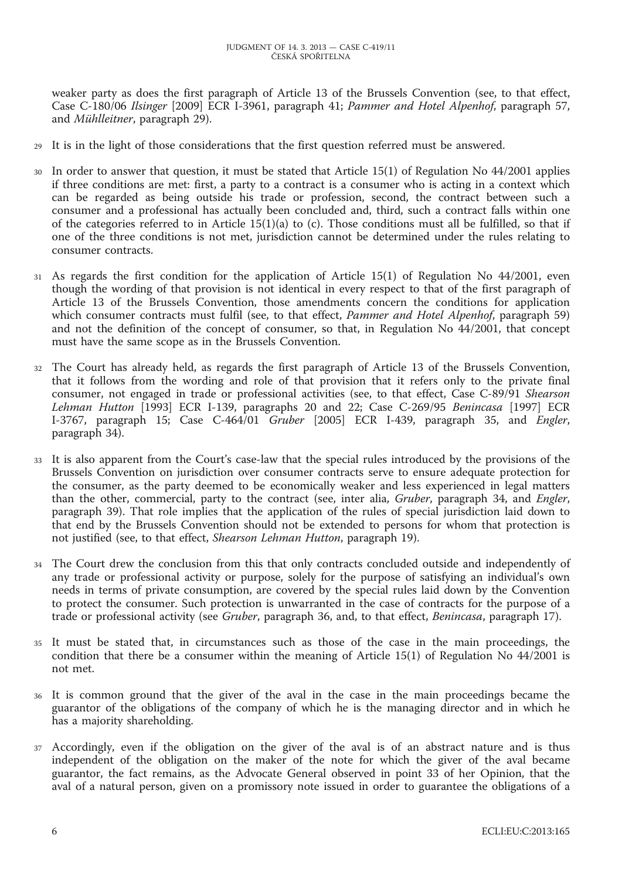weaker party as does the first paragraph of Article 13 of the Brussels Convention (see, to that effect, Case C-180/06 *Ilsinger* [2009] ECR I-3961, paragraph 41; *Pammer and Hotel Alpenhof*, paragraph 57, and *Mühlleitner*, paragraph 29).

29 It is in the light of those considerations that the first question referred must be answered.

30 In order to answer that question, it must be stated that Article 15(1) of Regulation No 44/2001 applies if three conditions are met: first, a party to a contract is a consumer who is acting in a context which can be regarded as being outside his trade or profession, second, the contract between such a consumer and a professional has actually been concluded and, third, such a contract falls within one of the categories referred to in Article 15(1)(a) to (c). Those conditions must all be fulfilled, so that if one of the three conditions is not met, jurisdiction cannot be determined under the rules relating to consumer contracts.

31 As regards the first condition for the application of Article 15(1) of Regulation No 44/2001, even though the wording of that provision is not identical in every respect to that of the first paragraph of Article 13 of the Brussels Convention, those amendments concern the conditions for application which consumer contracts must fulfil (see, to that effect, *Pammer and Hotel Alpenhof*, paragraph 59) and not the definition of the concept of consumer, so that, in Regulation No 44/2001, that concept must have the same scope as in the Brussels Convention.

32 The Court has already held, as regards the first paragraph of Article 13 of the Brussels Convention, that it follows from the wording and role of that provision that it refers only to the private final consumer, not engaged in trade or professional activities (see, to that effect, Case C-89/91 *Shearson Lehman Hutton* [1993] ECR I-139, paragraphs 20 and 22; Case C-269/95 *Benincasa* [1997] ECR I-3767, paragraph 15; Case C-464/01 *Gruber* [2005] ECR I-439, paragraph 35, and *Engler*, paragraph 34).

33 It is also apparent from the Court's case-law that the special rules introduced by the provisions of the Brussels Convention on jurisdiction over consumer contracts serve to ensure adequate protection for the consumer, as the party deemed to be economically weaker and less experienced in legal matters than the other, commercial, party to the contract (see, inter alia, *Gruber*, paragraph 34, and *Engler*, paragraph 39). That role implies that the application of the rules of special jurisdiction laid down to that end by the Brussels Convention should not be extended to persons for whom that protection is not justified (see, to that effect, *Shearson Lehman Hutton*, paragraph 19).

34 The Court drew the conclusion from this that only contracts concluded outside and independently of any trade or professional activity or purpose, solely for the purpose of satisfying an individual's own needs in terms of private consumption, are covered by the special rules laid down by the Convention to protect the consumer. Such protection is unwarranted in the case of contracts for the purpose of a trade or professional activity (see *Gruber*, paragraph 36, and, to that effect, *Benincasa*, paragraph 17).

35 It must be stated that, in circumstances such as those of the case in the main proceedings, the condition that there be a consumer within the meaning of Article 15(1) of Regulation No 44/2001 is not met.

36 It is common ground that the giver of the aval in the case in the main proceedings became the guarantor of the obligations of the company of which he is the managing director and in which he has a majority shareholding.

37 Accordingly, even if the obligation on the giver of the aval is of an abstract nature and is thus independent of the obligation on the maker of the note for which the giver of the aval became guarantor, the fact remains, as the Advocate General observed in point 33 of her Opinion, that the aval of a natural person, given on a promissory note issued in order to guarantee the obligations of a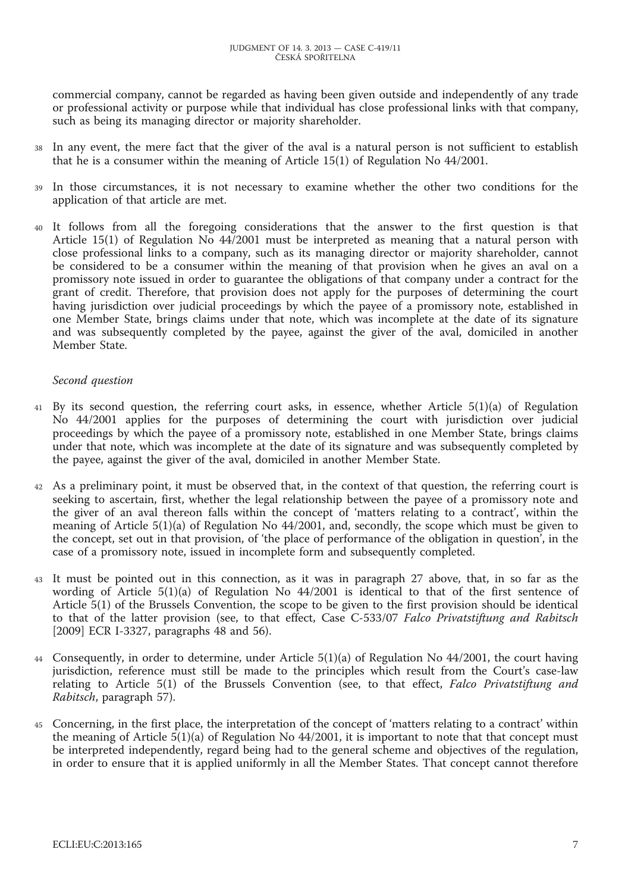commercial company, cannot be regarded as having been given outside and independently of any trade or professional activity or purpose while that individual has close professional links with that company, such as being its managing director or majority shareholder.

38 In any event, the mere fact that the giver of the aval is a natural person is not sufficient to establish that he is a consumer within the meaning of Article 15(1) of Regulation No 44/2001.

39 In those circumstances, it is not necessary to examine whether the other two conditions for the application of that article are met.

40 It follows from all the foregoing considerations that the answer to the first question is that Article 15(1) of Regulation No 44/2001 must be interpreted as meaning that a natural person with close professional links to a company, such as its managing director or majority shareholder, cannot be considered to be a consumer within the meaning of that provision when he gives an aval on a promissory note issued in order to guarantee the obligations of that company under a contract for the grant of credit. Therefore, that provision does not apply for the purposes of determining the court having jurisdiction over judicial proceedings by which the payee of a promissory note, established in one Member State, brings claims under that note, which was incomplete at the date of its signature and was subsequently completed by the payee, against the giver of the aval, domiciled in another Member State.

*Second question*

41 By its second question, the referring court asks, in essence, whether Article 5(1)(a) of Regulation No 44/2001 applies for the purposes of determining the court with jurisdiction over judicial proceedings by which the payee of a promissory note, established in one Member State, brings claims under that note, which was incomplete at the date of its signature and was subsequently completed by the payee, against the giver of the aval, domiciled in another Member State.

42 As a preliminary point, it must be observed that, in the context of that question, the referring court is seeking to ascertain, first, whether the legal relationship between the payee of a promissory note and the giver of an aval thereon falls within the concept of 'matters relating to a contract', within the meaning of Article 5(1)(a) of Regulation No 44/2001, and, secondly, the scope which must be given to the concept, set out in that provision, of 'the place of performance of the obligation in question', in the case of a promissory note, issued in incomplete form and subsequently completed.

43 It must be pointed out in this connection, as it was in paragraph 27 above, that, in so far as the wording of Article 5(1)(a) of Regulation No 44/2001 is identical to that of the first sentence of Article 5(1) of the Brussels Convention, the scope to be given to the first provision should be identical to that of the latter provision (see, to that effect, Case C-533/07 *Falco Privatstiftung and Rabitsch* [2009] ECR I-3327, paragraphs 48 and 56).

44 Consequently, in order to determine, under Article 5(1)(a) of Regulation No 44/2001, the court having jurisdiction, reference must still be made to the principles which result from the Court's case-law relating to Article 5(1) of the Brussels Convention (see, to that effect, *Falco Privatstiftung and Rabitsch*, paragraph 57).

45 Concerning, in the first place, the interpretation of the concept of 'matters relating to a contract' within the meaning of Article 5(1)(a) of Regulation No 44/2001, it is important to note that that concept must be interpreted independently, regard being had to the general scheme and objectives of the regulation, in order to ensure that it is applied uniformly in all the Member States. That concept cannot therefore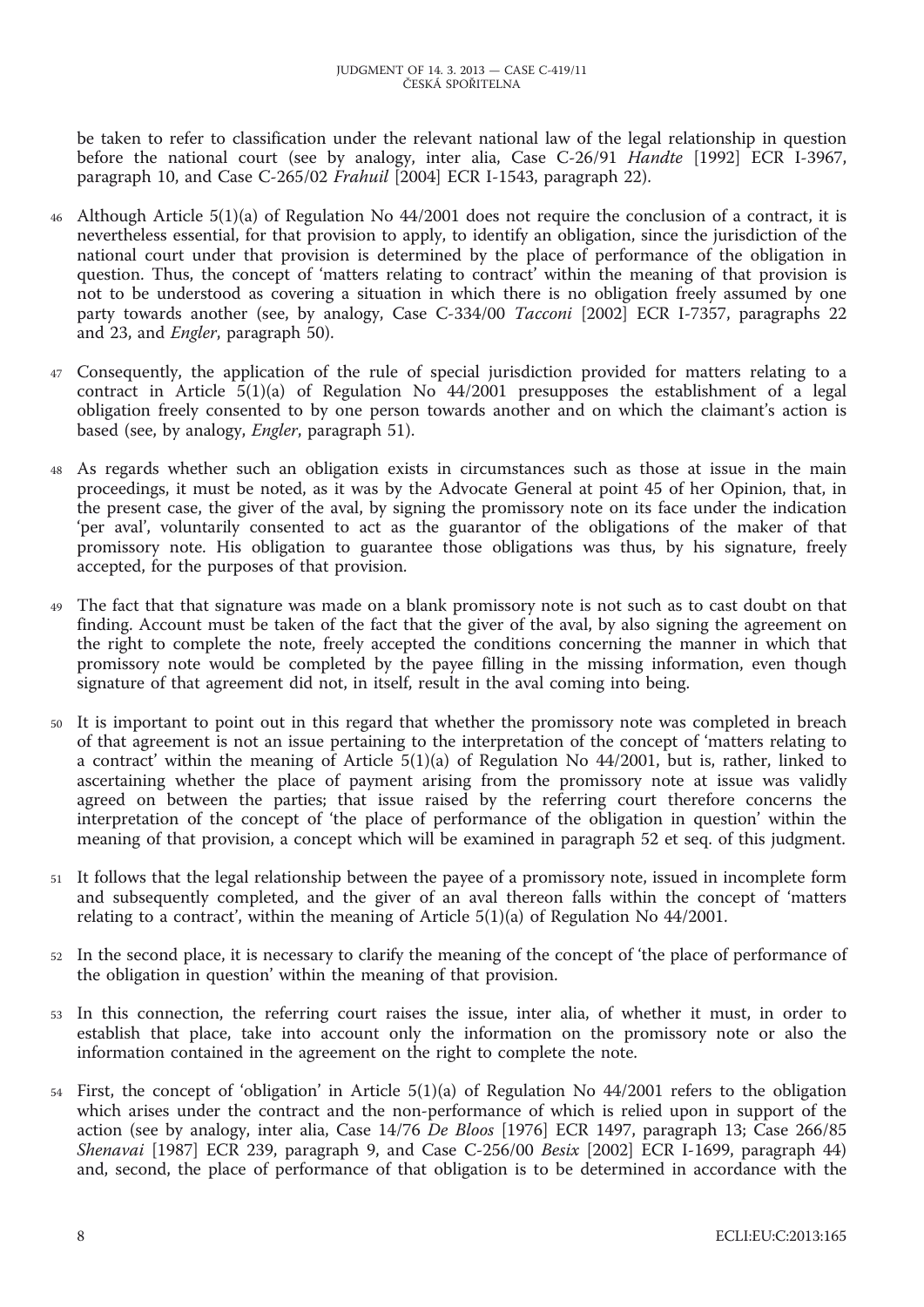be taken to refer to classification under the relevant national law of the legal relationship in question before the national court (see by analogy, inter alia, Case C-26/91 *Handte* [1992] ECR I-3967, paragraph 10, and Case C-265/02 *Frahuil* [2004] ECR I-1543, paragraph 22).

46 Although Article 5(1)(a) of Regulation No 44/2001 does not require the conclusion of a contract, it is nevertheless essential, for that provision to apply, to identify an obligation, since the jurisdiction of the national court under that provision is determined by the place of performance of the obligation in question. Thus, the concept of 'matters relating to contract' within the meaning of that provision is not to be understood as covering a situation in which there is no obligation freely assumed by one party towards another (see, by analogy, Case C-334/00 *Tacconi* [2002] ECR I-7357, paragraphs 22 and 23, and *Engler*, paragraph 50).

47 Consequently, the application of the rule of special jurisdiction provided for matters relating to a contract in Article 5(1)(a) of Regulation No 44/2001 presupposes the establishment of a legal obligation freely consented to by one person towards another and on which the claimant's action is based (see, by analogy, *Engler*, paragraph 51).

48 As regards whether such an obligation exists in circumstances such as those at issue in the main proceedings, it must be noted, as it was by the Advocate General at point 45 of her Opinion, that, in the present case, the giver of the aval, by signing the promissory note on its face under the indication 'per aval', voluntarily consented to act as the guarantor of the obligations of the maker of that promissory note. His obligation to guarantee those obligations was thus, by his signature, freely accepted, for the purposes of that provision.

49 The fact that that signature was made on a blank promissory note is not such as to cast doubt on that finding. Account must be taken of the fact that the giver of the aval, by also signing the agreement on the right to complete the note, freely accepted the conditions concerning the manner in which that promissory note would be completed by the payee filling in the missing information, even though signature of that agreement did not, in itself, result in the aval coming into being.

50 It is important to point out in this regard that whether the promissory note was completed in breach of that agreement is not an issue pertaining to the interpretation of the concept of 'matters relating to a contract' within the meaning of Article 5(1)(a) of Regulation No 44/2001, but is, rather, linked to ascertaining whether the place of payment arising from the promissory note at issue was validly agreed on between the parties; that issue raised by the referring court therefore concerns the interpretation of the concept of 'the place of performance of the obligation in question' within the meaning of that provision, a concept which will be examined in paragraph 52 et seq. of this judgment.

51 It follows that the legal relationship between the payee of a promissory note, issued in incomplete form and subsequently completed, and the giver of an aval thereon falls within the concept of 'matters relating to a contract', within the meaning of Article 5(1)(a) of Regulation No 44/2001.

52 In the second place, it is necessary to clarify the meaning of the concept of 'the place of performance of the obligation in question' within the meaning of that provision.

53 In this connection, the referring court raises the issue, inter alia, of whether it must, in order to establish that place, take into account only the information on the promissory note or also the information contained in the agreement on the right to complete the note.

54 First, the concept of 'obligation' in Article 5(1)(a) of Regulation No 44/2001 refers to the obligation which arises under the contract and the non-performance of which is relied upon in support of the action (see by analogy, inter alia, Case 14/76 *De Bloos* [1976] ECR 1497, paragraph 13; Case 266/85 *Shenavai* [1987] ECR 239, paragraph 9, and Case C-256/00 *Besix* [2002] ECR I-1699, paragraph 44) and, second, the place of performance of that obligation is to be determined in accordance with the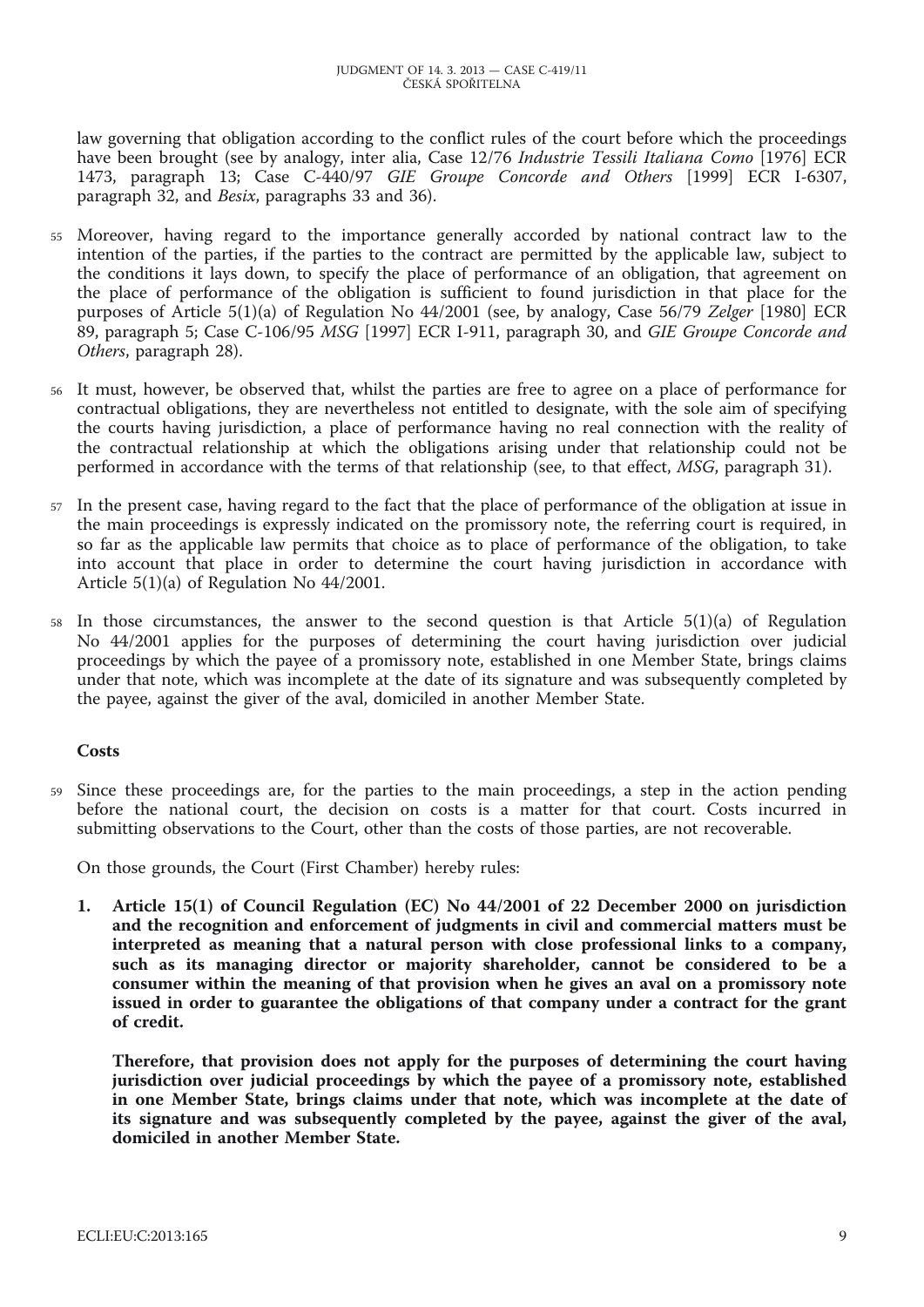law governing that obligation according to the conflict rules of the court before which the proceedings have been brought (see by analogy, inter alia, Case 12/76 *Industrie Tessili Italiana Como* [1976] ECR 1473, paragraph 13; Case C-440/97 *GIE Groupe Concorde and Others* [1999] ECR I-6307, paragraph 32, and *Besix*, paragraphs 33 and 36).

55 Moreover, having regard to the importance generally accorded by national contract law to the intention of the parties, if the parties to the contract are permitted by the applicable law, subject to the conditions it lays down, to specify the place of performance of an obligation, that agreement on the place of performance of the obligation is sufficient to found jurisdiction in that place for the purposes of Article 5(1)(a) of Regulation No 44/2001 (see, by analogy, Case 56/79 *Zelger* [1980] ECR 89, paragraph 5; Case C-106/95 *MSG* [1997] ECR I-911, paragraph 30, and *GIE Groupe Concorde and Others*, paragraph 28).

56 It must, however, be observed that, whilst the parties are free to agree on a place of performance for contractual obligations, they are nevertheless not entitled to designate, with the sole aim of specifying the courts having jurisdiction, a place of performance having no real connection with the reality of the contractual relationship at which the obligations arising under that relationship could not be performed in accordance with the terms of that relationship (see, to that effect, *MSG*, paragraph 31).

57 In the present case, having regard to the fact that the place of performance of the obligation at issue in the main proceedings is expressly indicated on the promissory note, the referring court is required, in so far as the applicable law permits that choice as to place of performance of the obligation, to take into account that place in order to determine the court having jurisdiction in accordance with Article 5(1)(a) of Regulation No 44/2001.

58 In those circumstances, the answer to the second question is that Article 5(1)(a) of Regulation No 44/2001 applies for the purposes of determining the court having jurisdiction over judicial proceedings by which the payee of a promissory note, established in one Member State, brings claims under that note, which was incomplete at the date of its signature and was subsequently completed by the payee, against the giver of the aval, domiciled in another Member State.

## Costs

59 Since these proceedings are, for the parties to the main proceedings, a step in the action pending before the national court, the decision on costs is a matter for that court. Costs incurred in submitting observations to the Court, other than the costs of those parties, are not recoverable.

On those grounds, the Court (First Chamber) hereby rules:

**1. Article 15(1) of Council Regulation (EC) No 44/2001 of 22 December 2000 on jurisdiction and the recognition and enforcement of judgments in civil and commercial matters must be interpreted as meaning that a natural person with close professional links to a company, such as its managing director or majority shareholder, cannot be considered to be a consumer within the meaning of that provision when he gives an aval on a promissory note issued in order to guarantee the obligations of that company under a contract for the grant of credit.**

**Therefore, that provision does not apply for the purposes of determining the court having jurisdiction over judicial proceedings by which the payee of a promissory note, established in one Member State, brings claims under that note, which was incomplete at the date of its signature and was subsequently completed by the payee, against the giver of the aval, domiciled in another Member State.**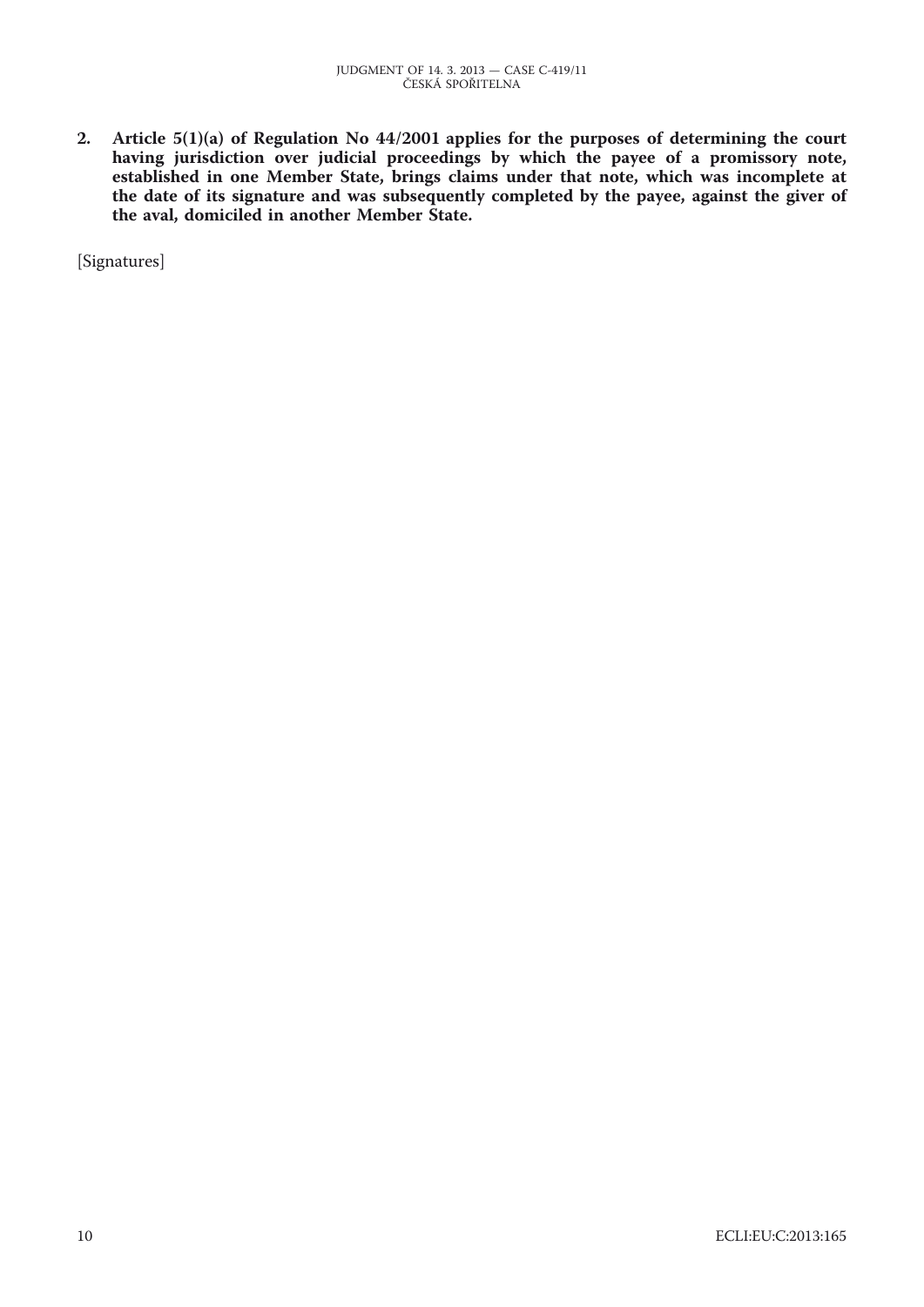**2. Article 5(1)(a) of Regulation No 44/2001 applies for the purposes of determining the court having jurisdiction over judicial proceedings by which the payee of a promissory note, established in one Member State, brings claims under that note, which was incomplete at the date of its signature and was subsequently completed by the payee, against the giver of the aval, domiciled in another Member State.**

[Signatures]